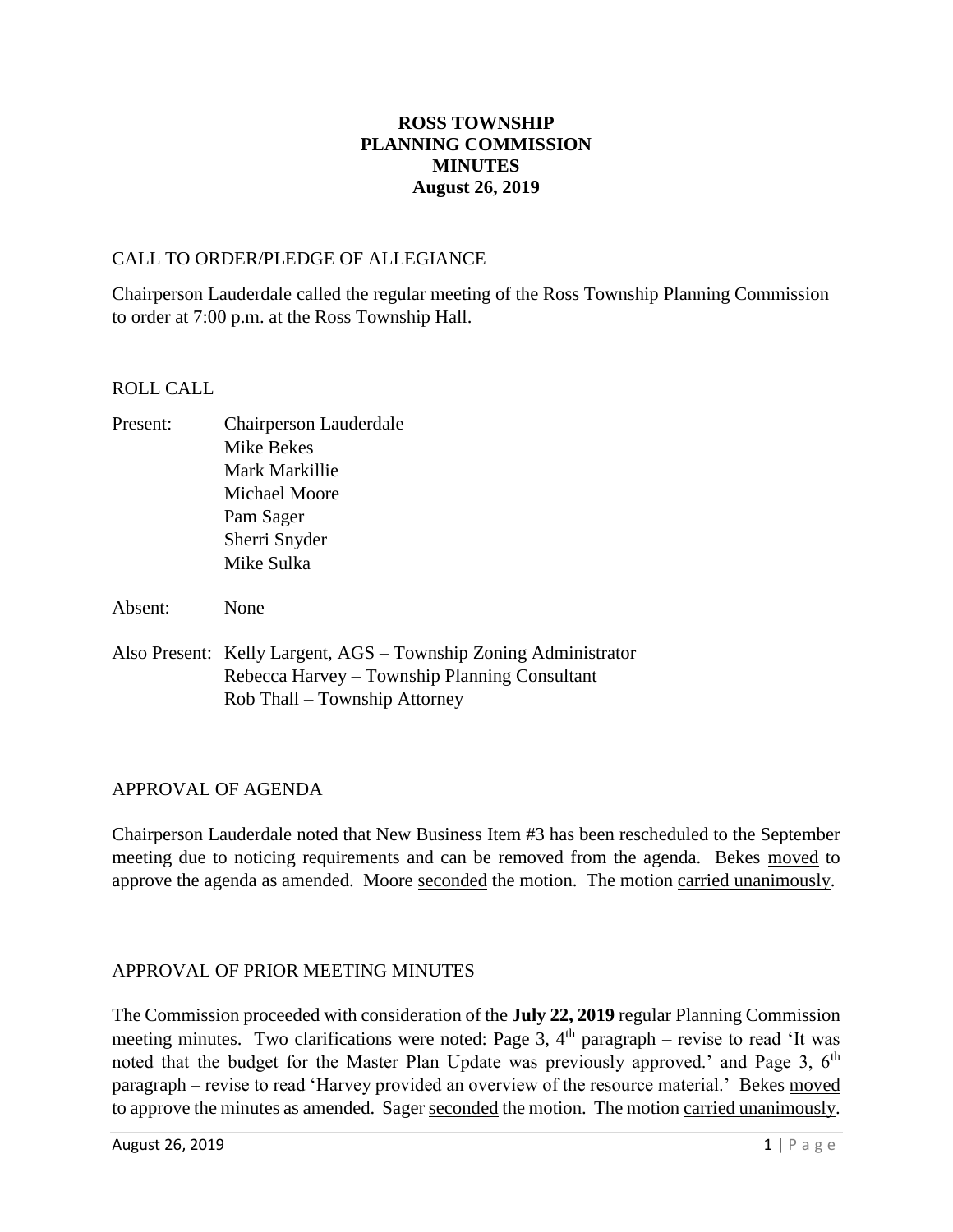# ROSS TOWNSHIP
# PLANNING COMMISSION
# MINUTES
# August 26, 2019

## CALL TO ORDER/PLEDGE OF ALLEGIANCE

Chairperson Lauderdale called the regular meeting of the Ross Township Planning Commission to order at 7:00 p.m. at the Ross Township Hall.

## ROLL CALL

Present: Chairperson Lauderdale
Mike Bekes
Mark Markillie
Michael Moore
Pam Sager
Sherri Snyder
Mike Sulka

Absent: None

Also Present: Kelly Largent, AGS – Township Zoning Administrator
Rebecca Harvey – Township Planning Consultant
Rob Thall – Township Attorney

## APPROVAL OF AGENDA

Chairperson Lauderdale noted that New Business Item #3 has been rescheduled to the September meeting due to noticing requirements and can be removed from the agenda. Bekes <u>moved</u> to approve the agenda as amended. Moore <u>seconded</u> the motion. The motion <u>carried unanimously</u>.

## APPROVAL OF PRIOR MEETING MINUTES

The Commission proceeded with consideration of the **July 22, 2019** regular Planning Commission meeting minutes. Two clarifications were noted: Page 3, 4th paragraph – revise to read 'It was noted that the budget for the Master Plan Update was previously approved.' and Page 3, 6th paragraph – revise to read 'Harvey provided an overview of the resource material.' Bekes <u>moved</u> to approve the minutes as amended. Sager <u>seconded</u> the motion. The motion <u>carried unanimously</u>.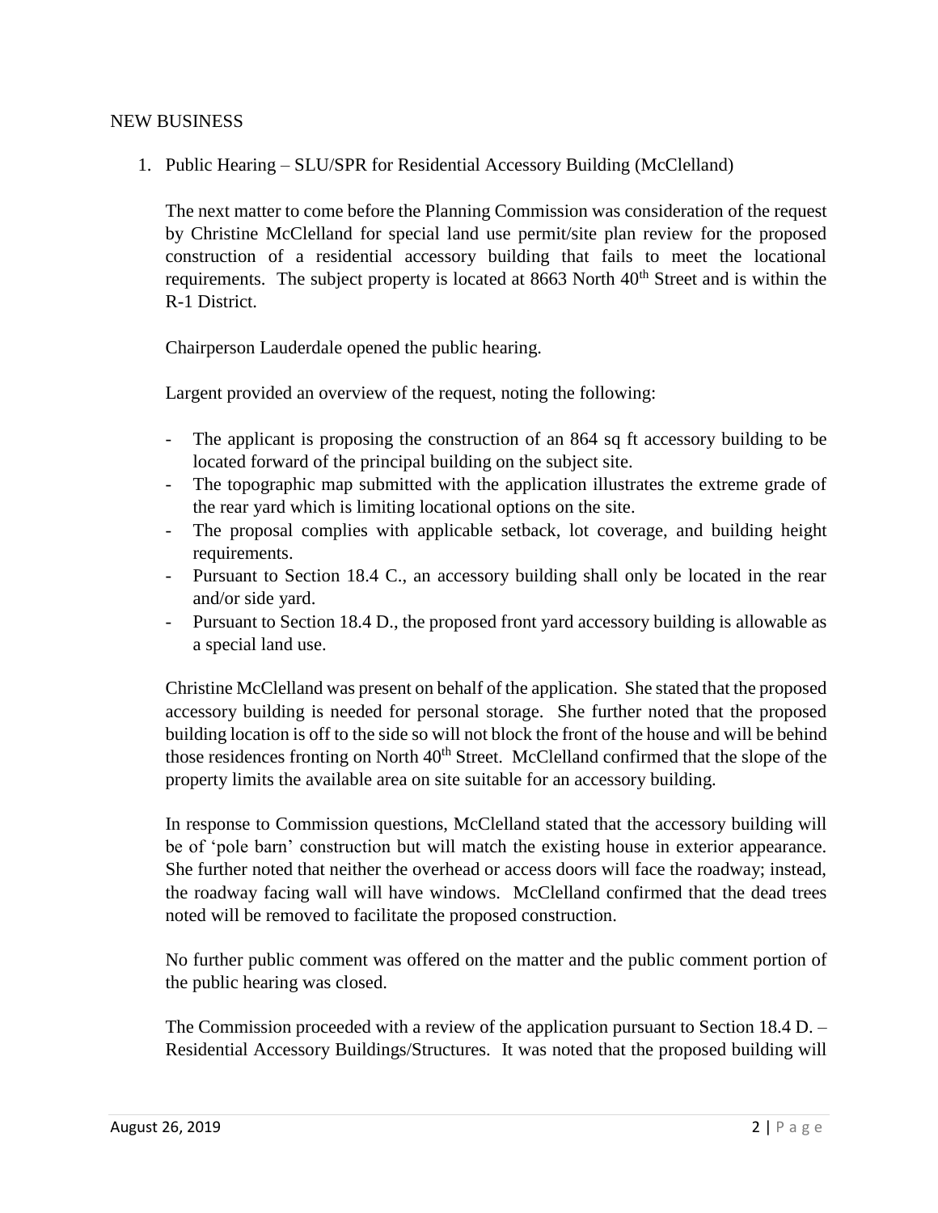NEW BUSINESS

1. Public Hearing – SLU/SPR for Residential Accessory Building (McClelland)

   The next matter to come before the Planning Commission was consideration of the request by Christine McClelland for special land use permit/site plan review for the proposed construction of a residential accessory building that fails to meet the locational requirements. The subject property is located at 8663 North 40th Street and is within the R-1 District.

   Chairperson Lauderdale opened the public hearing.

   Largent provided an overview of the request, noting the following:

   - The applicant is proposing the construction of an 864 sq ft accessory building to be located forward of the principal building on the subject site.
   - The topographic map submitted with the application illustrates the extreme grade of the rear yard which is limiting locational options on the site.
   - The proposal complies with applicable setback, lot coverage, and building height requirements.
   - Pursuant to Section 18.4 C., an accessory building shall only be located in the rear and/or side yard.
   - Pursuant to Section 18.4 D., the proposed front yard accessory building is allowable as a special land use.

   Christine McClelland was present on behalf of the application. She stated that the proposed accessory building is needed for personal storage. She further noted that the proposed building location is off to the side so will not block the front of the house and will be behind those residences fronting on North 40th Street. McClelland confirmed that the slope of the property limits the available area on site suitable for an accessory building.

   In response to Commission questions, McClelland stated that the accessory building will be of 'pole barn' construction but will match the existing house in exterior appearance. She further noted that neither the overhead or access doors will face the roadway; instead, the roadway facing wall will have windows. McClelland confirmed that the dead trees noted will be removed to facilitate the proposed construction.

   No further public comment was offered on the matter and the public comment portion of the public hearing was closed.

   The Commission proceeded with a review of the application pursuant to Section 18.4 D. – Residential Accessory Buildings/Structures. It was noted that the proposed building will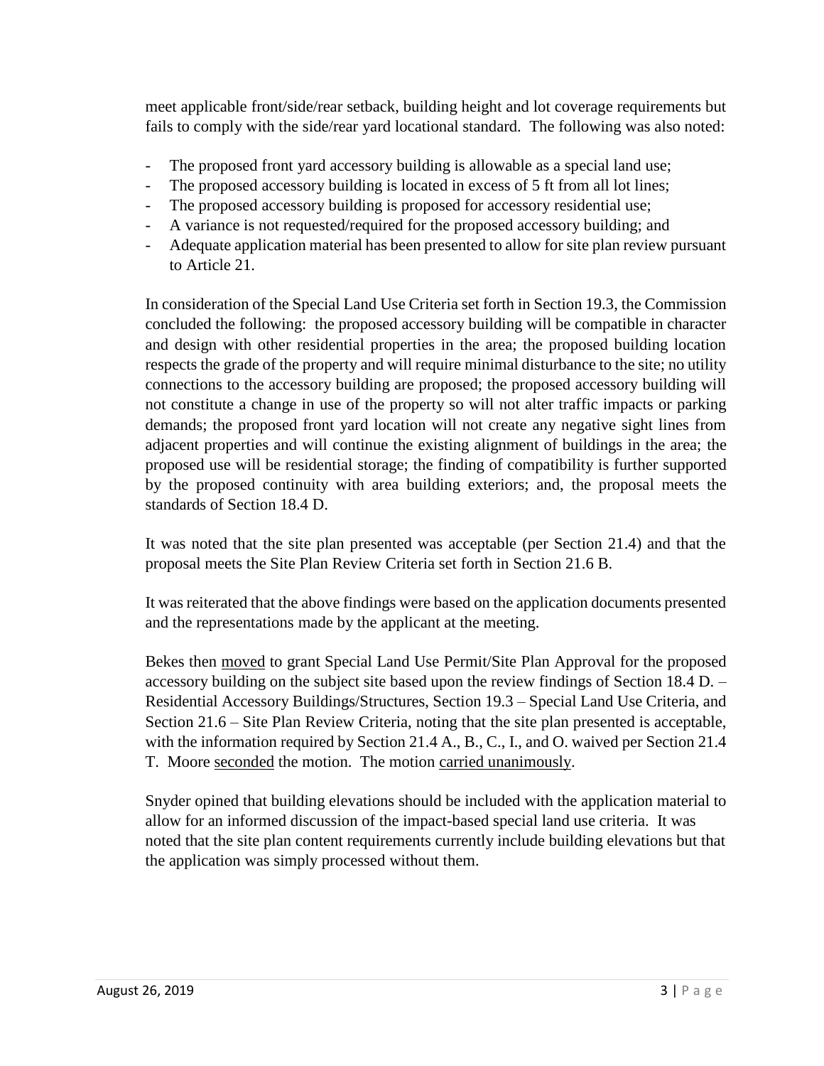meet applicable front/side/rear setback, building height and lot coverage requirements but fails to comply with the side/rear yard locational standard. The following was also noted:

- The proposed front yard accessory building is allowable as a special land use;
- The proposed accessory building is located in excess of 5 ft from all lot lines;
- The proposed accessory building is proposed for accessory residential use;
- A variance is not requested/required for the proposed accessory building; and
- Adequate application material has been presented to allow for site plan review pursuant to Article 21.

In consideration of the Special Land Use Criteria set forth in Section 19.3, the Commission concluded the following: the proposed accessory building will be compatible in character and design with other residential properties in the area; the proposed building location respects the grade of the property and will require minimal disturbance to the site; no utility connections to the accessory building are proposed; the proposed accessory building will not constitute a change in use of the property so will not alter traffic impacts or parking demands; the proposed front yard location will not create any negative sight lines from adjacent properties and will continue the existing alignment of buildings in the area; the proposed use will be residential storage; the finding of compatibility is further supported by the proposed continuity with area building exteriors; and, the proposal meets the standards of Section 18.4 D.

It was noted that the site plan presented was acceptable (per Section 21.4) and that the proposal meets the Site Plan Review Criteria set forth in Section 21.6 B.

It was reiterated that the above findings were based on the application documents presented and the representations made by the applicant at the meeting.

Bekes then <u>moved</u> to grant Special Land Use Permit/Site Plan Approval for the proposed accessory building on the subject site based upon the review findings of Section 18.4 D. – Residential Accessory Buildings/Structures, Section 19.3 – Special Land Use Criteria, and Section 21.6 – Site Plan Review Criteria, noting that the site plan presented is acceptable, with the information required by Section 21.4 A., B., C., I., and O. waived per Section 21.4 T. Moore <u>seconded</u> the motion. The motion <u>carried unanimously</u>.

Snyder opined that building elevations should be included with the application material to allow for an informed discussion of the impact-based special land use criteria. It was noted that the site plan content requirements currently include building elevations but that the application was simply processed without them.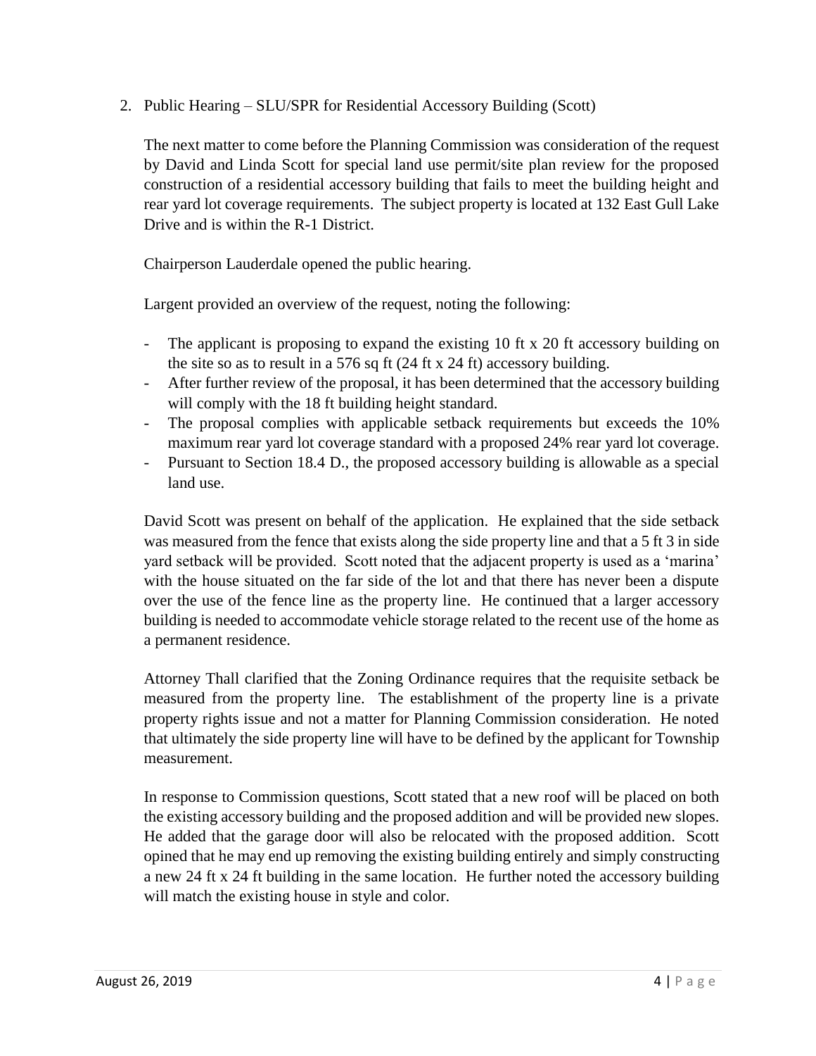2. Public Hearing – SLU/SPR for Residential Accessory Building (Scott)

The next matter to come before the Planning Commission was consideration of the request by David and Linda Scott for special land use permit/site plan review for the proposed construction of a residential accessory building that fails to meet the building height and rear yard lot coverage requirements. The subject property is located at 132 East Gull Lake Drive and is within the R-1 District.

Chairperson Lauderdale opened the public hearing.

Largent provided an overview of the request, noting the following:

- The applicant is proposing to expand the existing 10 ft x 20 ft accessory building on the site so as to result in a 576 sq ft (24 ft x 24 ft) accessory building.
- After further review of the proposal, it has been determined that the accessory building will comply with the 18 ft building height standard.
- The proposal complies with applicable setback requirements but exceeds the 10% maximum rear yard lot coverage standard with a proposed 24% rear yard lot coverage.
- Pursuant to Section 18.4 D., the proposed accessory building is allowable as a special land use.

David Scott was present on behalf of the application. He explained that the side setback was measured from the fence that exists along the side property line and that a 5 ft 3 in side yard setback will be provided. Scott noted that the adjacent property is used as a 'marina' with the house situated on the far side of the lot and that there has never been a dispute over the use of the fence line as the property line. He continued that a larger accessory building is needed to accommodate vehicle storage related to the recent use of the home as a permanent residence.

Attorney Thall clarified that the Zoning Ordinance requires that the requisite setback be measured from the property line. The establishment of the property line is a private property rights issue and not a matter for Planning Commission consideration. He noted that ultimately the side property line will have to be defined by the applicant for Township measurement.

In response to Commission questions, Scott stated that a new roof will be placed on both the existing accessory building and the proposed addition and will be provided new slopes. He added that the garage door will also be relocated with the proposed addition. Scott opined that he may end up removing the existing building entirely and simply constructing a new 24 ft x 24 ft building in the same location. He further noted the accessory building will match the existing house in style and color.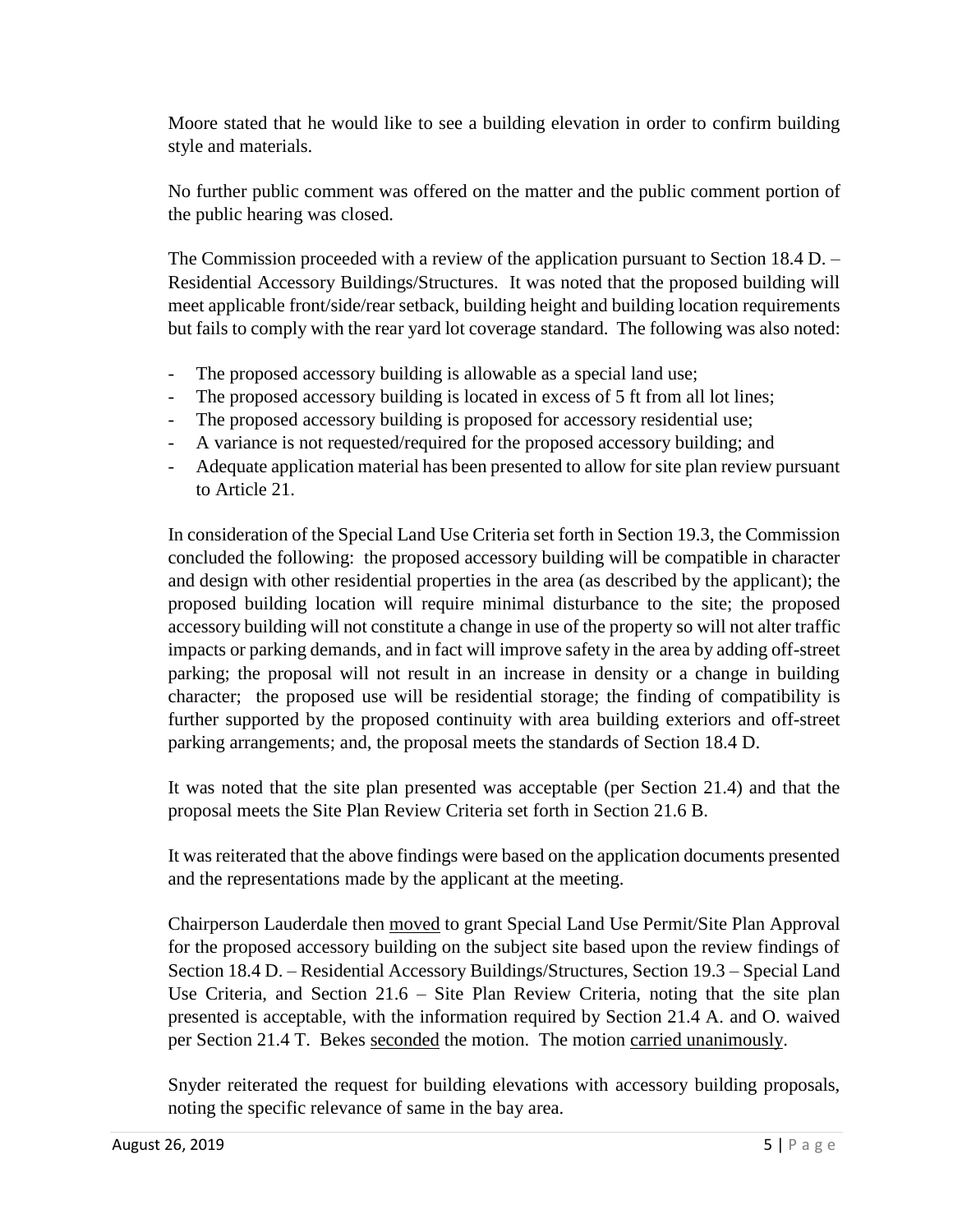Moore stated that he would like to see a building elevation in order to confirm building style and materials.

No further public comment was offered on the matter and the public comment portion of the public hearing was closed.

The Commission proceeded with a review of the application pursuant to Section 18.4 D. – Residential Accessory Buildings/Structures. It was noted that the proposed building will meet applicable front/side/rear setback, building height and building location requirements but fails to comply with the rear yard lot coverage standard. The following was also noted:

- The proposed accessory building is allowable as a special land use;
- The proposed accessory building is located in excess of 5 ft from all lot lines;
- The proposed accessory building is proposed for accessory residential use;
- A variance is not requested/required for the proposed accessory building; and
- Adequate application material has been presented to allow for site plan review pursuant to Article 21.

In consideration of the Special Land Use Criteria set forth in Section 19.3, the Commission concluded the following: the proposed accessory building will be compatible in character and design with other residential properties in the area (as described by the applicant); the proposed building location will require minimal disturbance to the site; the proposed accessory building will not constitute a change in use of the property so will not alter traffic impacts or parking demands, and in fact will improve safety in the area by adding off-street parking; the proposal will not result in an increase in density or a change in building character; the proposed use will be residential storage; the finding of compatibility is further supported by the proposed continuity with area building exteriors and off-street parking arrangements; and, the proposal meets the standards of Section 18.4 D.

It was noted that the site plan presented was acceptable (per Section 21.4) and that the proposal meets the Site Plan Review Criteria set forth in Section 21.6 B.

It was reiterated that the above findings were based on the application documents presented and the representations made by the applicant at the meeting.

Chairperson Lauderdale then <u>moved</u> to grant Special Land Use Permit/Site Plan Approval for the proposed accessory building on the subject site based upon the review findings of Section 18.4 D. – Residential Accessory Buildings/Structures, Section 19.3 – Special Land Use Criteria, and Section 21.6 – Site Plan Review Criteria, noting that the site plan presented is acceptable, with the information required by Section 21.4 A. and O. waived per Section 21.4 T. Bekes <u>seconded</u> the motion. The motion <u>carried unanimously</u>.

Snyder reiterated the request for building elevations with accessory building proposals, noting the specific relevance of same in the bay area.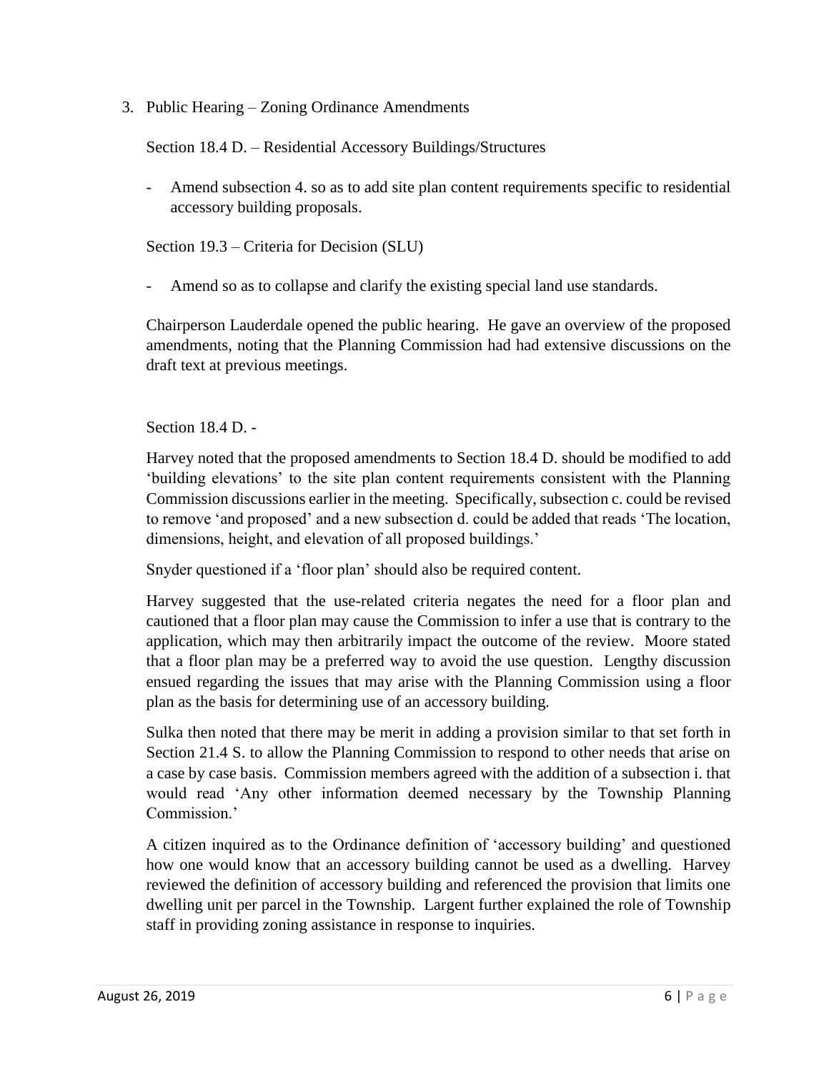3. Public Hearing – Zoning Ordinance Amendments

   Section 18.4 D. – Residential Accessory Buildings/Structures

   - Amend subsection 4. so as to add site plan content requirements specific to residential accessory building proposals.

   Section 19.3 – Criteria for Decision (SLU)

   - Amend so as to collapse and clarify the existing special land use standards.

   Chairperson Lauderdale opened the public hearing. He gave an overview of the proposed amendments, noting that the Planning Commission had had extensive discussions on the draft text at previous meetings.

   Section 18.4 D. -

   Harvey noted that the proposed amendments to Section 18.4 D. should be modified to add 'building elevations' to the site plan content requirements consistent with the Planning Commission discussions earlier in the meeting. Specifically, subsection c. could be revised to remove 'and proposed' and a new subsection d. could be added that reads 'The location, dimensions, height, and elevation of all proposed buildings.'

   Snyder questioned if a 'floor plan' should also be required content.

   Harvey suggested that the use-related criteria negates the need for a floor plan and cautioned that a floor plan may cause the Commission to infer a use that is contrary to the application, which may then arbitrarily impact the outcome of the review. Moore stated that a floor plan may be a preferred way to avoid the use question. Lengthy discussion ensued regarding the issues that may arise with the Planning Commission using a floor plan as the basis for determining use of an accessory building.

   Sulka then noted that there may be merit in adding a provision similar to that set forth in Section 21.4 S. to allow the Planning Commission to respond to other needs that arise on a case by case basis. Commission members agreed with the addition of a subsection i. that would read 'Any other information deemed necessary by the Township Planning Commission.'

   A citizen inquired as to the Ordinance definition of 'accessory building' and questioned how one would know that an accessory building cannot be used as a dwelling. Harvey reviewed the definition of accessory building and referenced the provision that limits one dwelling unit per parcel in the Township. Largent further explained the role of Township staff in providing zoning assistance in response to inquiries.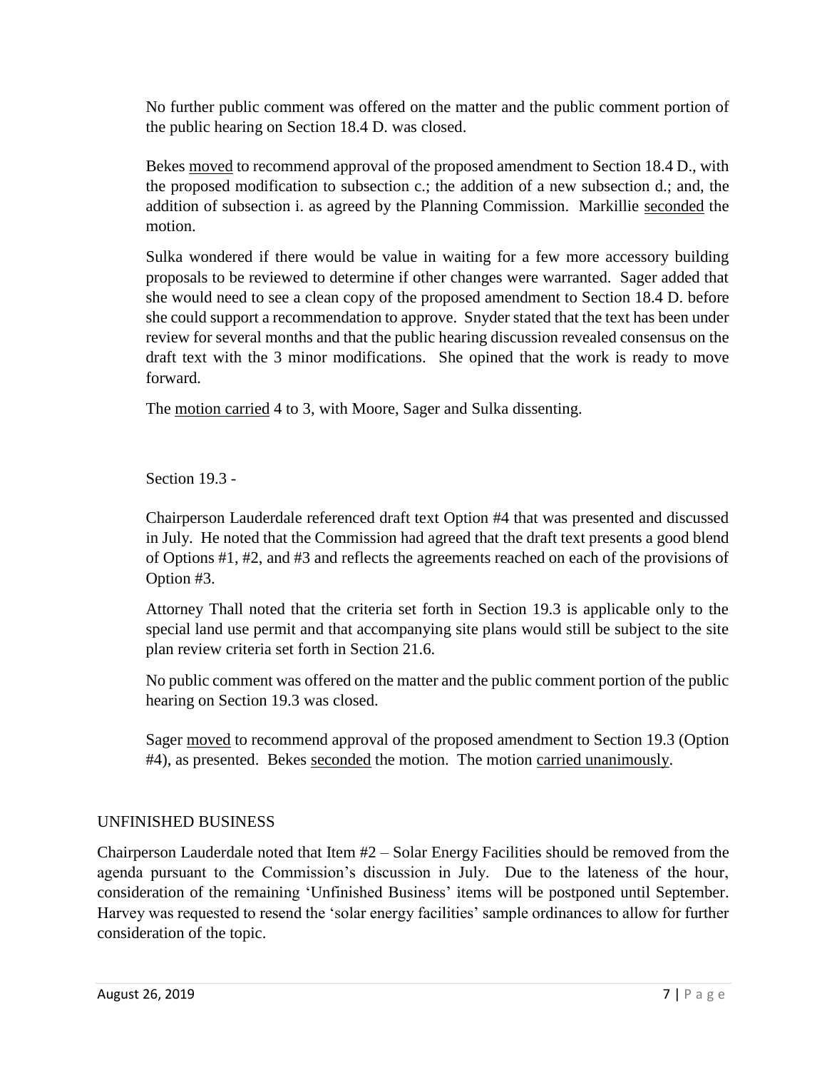No further public comment was offered on the matter and the public comment portion of the public hearing on Section 18.4 D. was closed.

Bekes moved to recommend approval of the proposed amendment to Section 18.4 D., with the proposed modification to subsection c.; the addition of a new subsection d.; and, the addition of subsection i. as agreed by the Planning Commission. Markillie seconded the motion.

Sulka wondered if there would be value in waiting for a few more accessory building proposals to be reviewed to determine if other changes were warranted. Sager added that she would need to see a clean copy of the proposed amendment to Section 18.4 D. before she could support a recommendation to approve. Snyder stated that the text has been under review for several months and that the public hearing discussion revealed consensus on the draft text with the 3 minor modifications. She opined that the work is ready to move forward.

The motion carried 4 to 3, with Moore, Sager and Sulka dissenting.

Section 19.3 -

Chairperson Lauderdale referenced draft text Option #4 that was presented and discussed in July. He noted that the Commission had agreed that the draft text presents a good blend of Options #1, #2, and #3 and reflects the agreements reached on each of the provisions of Option #3.

Attorney Thall noted that the criteria set forth in Section 19.3 is applicable only to the special land use permit and that accompanying site plans would still be subject to the site plan review criteria set forth in Section 21.6.

No public comment was offered on the matter and the public comment portion of the public hearing on Section 19.3 was closed.

Sager moved to recommend approval of the proposed amendment to Section 19.3 (Option #4), as presented. Bekes seconded the motion. The motion carried unanimously.

## UNFINISHED BUSINESS

Chairperson Lauderdale noted that Item #2 – Solar Energy Facilities should be removed from the agenda pursuant to the Commission's discussion in July. Due to the lateness of the hour, consideration of the remaining 'Unfinished Business' items will be postponed until September. Harvey was requested to resend the 'solar energy facilities' sample ordinances to allow for further consideration of the topic.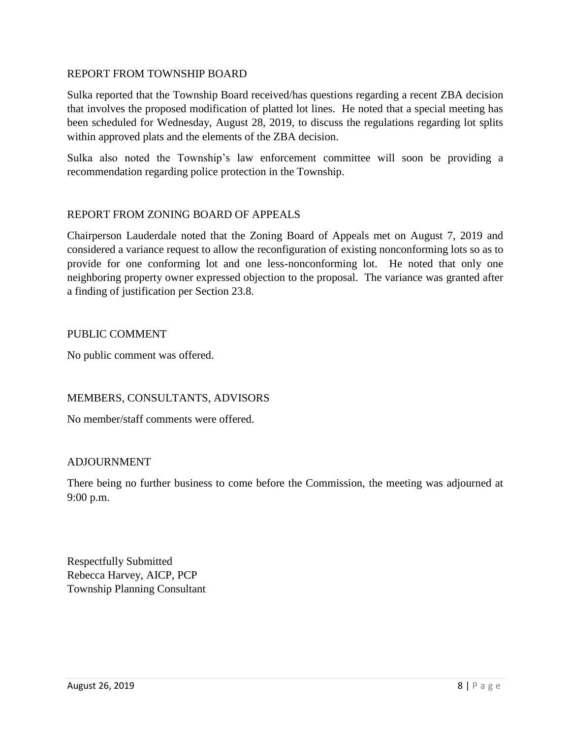## REPORT FROM TOWNSHIP BOARD

Sulka reported that the Township Board received/has questions regarding a recent ZBA decision that involves the proposed modification of platted lot lines. He noted that a special meeting has been scheduled for Wednesday, August 28, 2019, to discuss the regulations regarding lot splits within approved plats and the elements of the ZBA decision.

Sulka also noted the Township's law enforcement committee will soon be providing a recommendation regarding police protection in the Township.

## REPORT FROM ZONING BOARD OF APPEALS

Chairperson Lauderdale noted that the Zoning Board of Appeals met on August 7, 2019 and considered a variance request to allow the reconfiguration of existing nonconforming lots so as to provide for one conforming lot and one less-nonconforming lot. He noted that only one neighboring property owner expressed objection to the proposal. The variance was granted after a finding of justification per Section 23.8.

## PUBLIC COMMENT

No public comment was offered.

## MEMBERS, CONSULTANTS, ADVISORS

No member/staff comments were offered.

## ADJOURNMENT

There being no further business to come before the Commission, the meeting was adjourned at 9:00 p.m.

Respectfully Submitted
Rebecca Harvey, AICP, PCP
Township Planning Consultant